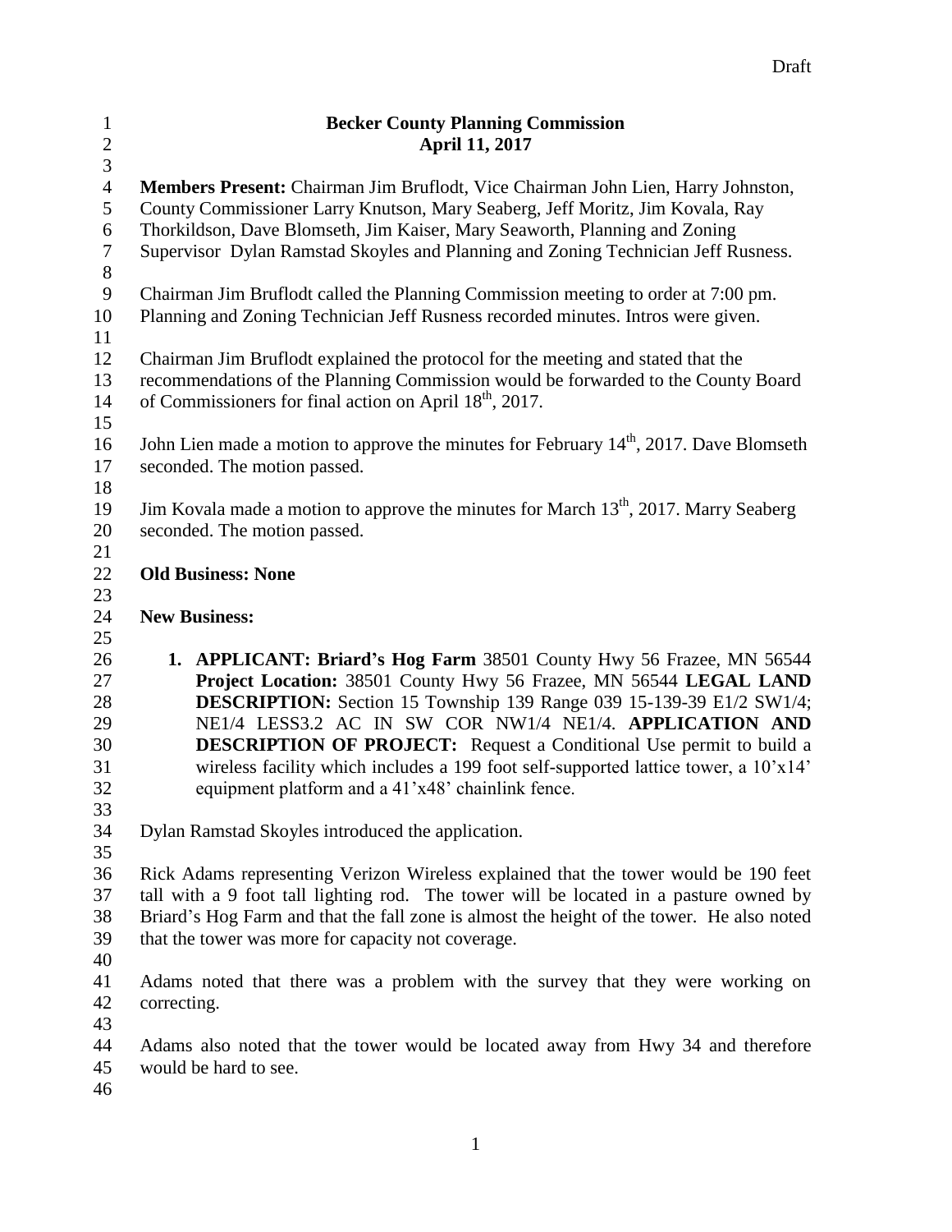# Becker County Planning Commission
## April 11, 2017

**Members Present:** Chairman Jim Bruflodt, Vice Chairman John Lien, Harry Johnston, County Commissioner Larry Knutson, Mary Seaberg, Jeff Moritz, Jim Kovala, Ray Thorkildson, Dave Blomseth, Jim Kaiser, Mary Seaworth, Planning and Zoning Supervisor Dylan Ramstad Skoyles and Planning and Zoning Technician Jeff Rusness.

Chairman Jim Bruflodt called the Planning Commission meeting to order at 7:00 pm. Planning and Zoning Technician Jeff Rusness recorded minutes. Intros were given.

Chairman Jim Bruflodt explained the protocol for the meeting and stated that the recommendations of the Planning Commission would be forwarded to the County Board of Commissioners for final action on April 18th, 2017.

John Lien made a motion to approve the minutes for February 14th, 2017. Dave Blomseth seconded. The motion passed.

Jim Kovala made a motion to approve the minutes for March 13th, 2017. Marry Seaberg seconded. The motion passed.

**Old Business: None**

**New Business:**

1. **APPLICANT: Briard's Hog Farm** 38501 County Hwy 56 Frazee, MN 56544 **Project Location:** 38501 County Hwy 56 Frazee, MN 56544 **LEGAL LAND DESCRIPTION:** Section 15 Township 139 Range 039 15-139-39 E1/2 SW1/4; NE1/4 LESS3.2 AC IN SW COR NW1/4 NE1/4. **APPLICATION AND DESCRIPTION OF PROJECT:** Request a Conditional Use permit to build a wireless facility which includes a 199 foot self-supported lattice tower, a 10'x14' equipment platform and a 41'x48' chainlink fence.

Dylan Ramstad Skoyles introduced the application.

Rick Adams representing Verizon Wireless explained that the tower would be 190 feet tall with a 9 foot tall lighting rod. The tower will be located in a pasture owned by Briard's Hog Farm and that the fall zone is almost the height of the tower. He also noted that the tower was more for capacity not coverage.

Adams noted that there was a problem with the survey that they were working on correcting.

Adams also noted that the tower would be located away from Hwy 34 and therefore would be hard to see.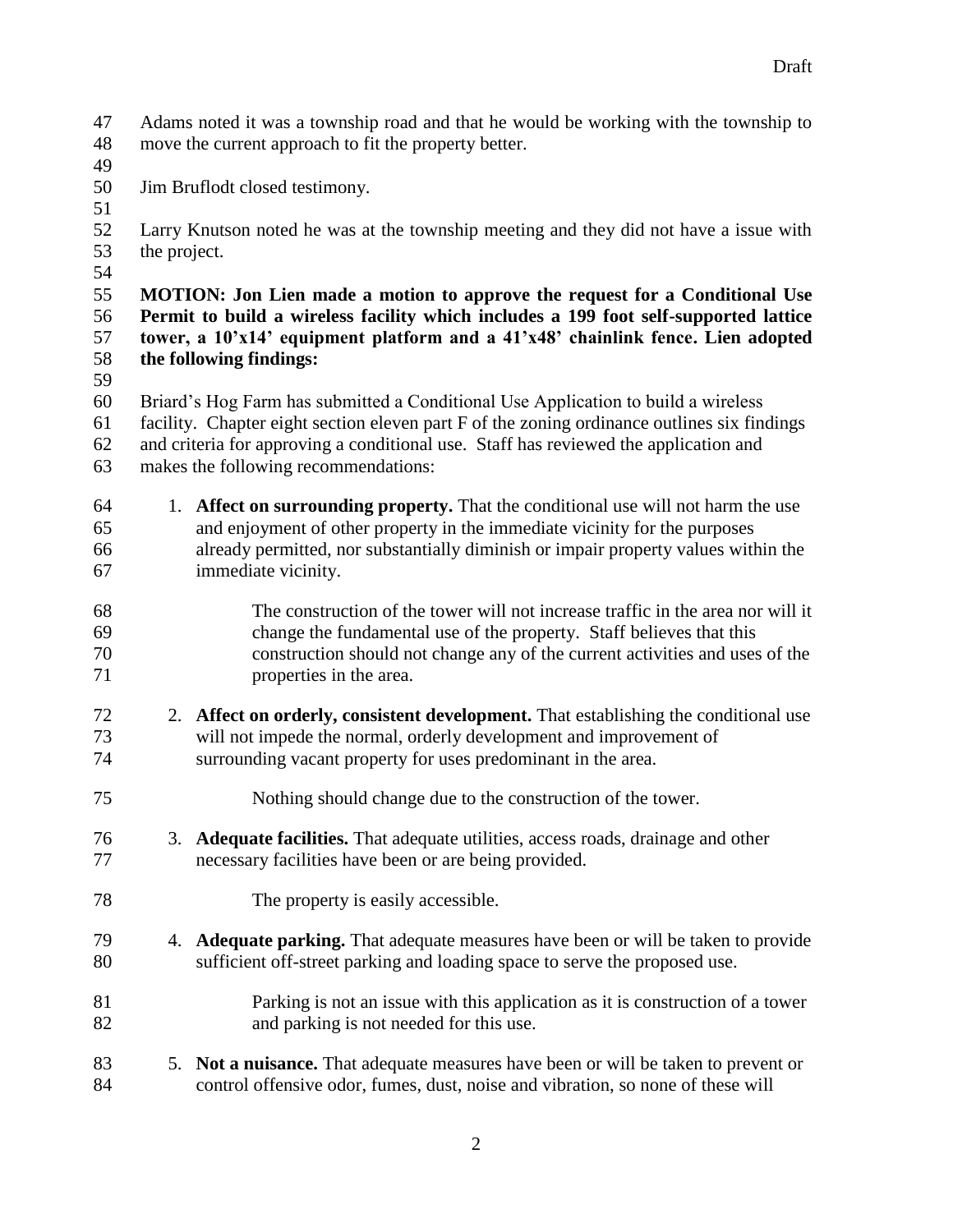Adams noted it was a township road and that he would be working with the township to move the current approach to fit the property better.

Jim Bruflodt closed testimony.

Larry Knutson noted he was at the township meeting and they did not have a issue with the project.

**MOTION: Jon Lien made a motion to approve the request for a Conditional Use Permit to build a wireless facility which includes a 199 foot self-supported lattice tower, a 10'x14' equipment platform and a 41'x48' chainlink fence. Lien adopted the following findings:**

Briard's Hog Farm has submitted a Conditional Use Application to build a wireless facility. Chapter eight section eleven part F of the zoning ordinance outlines six findings and criteria for approving a conditional use. Staff has reviewed the application and makes the following recommendations:

1. **Affect on surrounding property.** That the conditional use will not harm the use and enjoyment of other property in the immediate vicinity for the purposes already permitted, nor substantially diminish or impair property values within the immediate vicinity.

   The construction of the tower will not increase traffic in the area nor will it change the fundamental use of the property. Staff believes that this construction should not change any of the current activities and uses of the properties in the area.

2. **Affect on orderly, consistent development.** That establishing the conditional use will not impede the normal, orderly development and improvement of surrounding vacant property for uses predominant in the area.

   Nothing should change due to the construction of the tower.

3. **Adequate facilities.** That adequate utilities, access roads, drainage and other necessary facilities have been or are being provided.

   The property is easily accessible.

4. **Adequate parking.** That adequate measures have been or will be taken to provide sufficient off-street parking and loading space to serve the proposed use.

   Parking is not an issue with this application as it is construction of a tower and parking is not needed for this use.

5. **Not a nuisance.** That adequate measures have been or will be taken to prevent or control offensive odor, fumes, dust, noise and vibration, so none of these will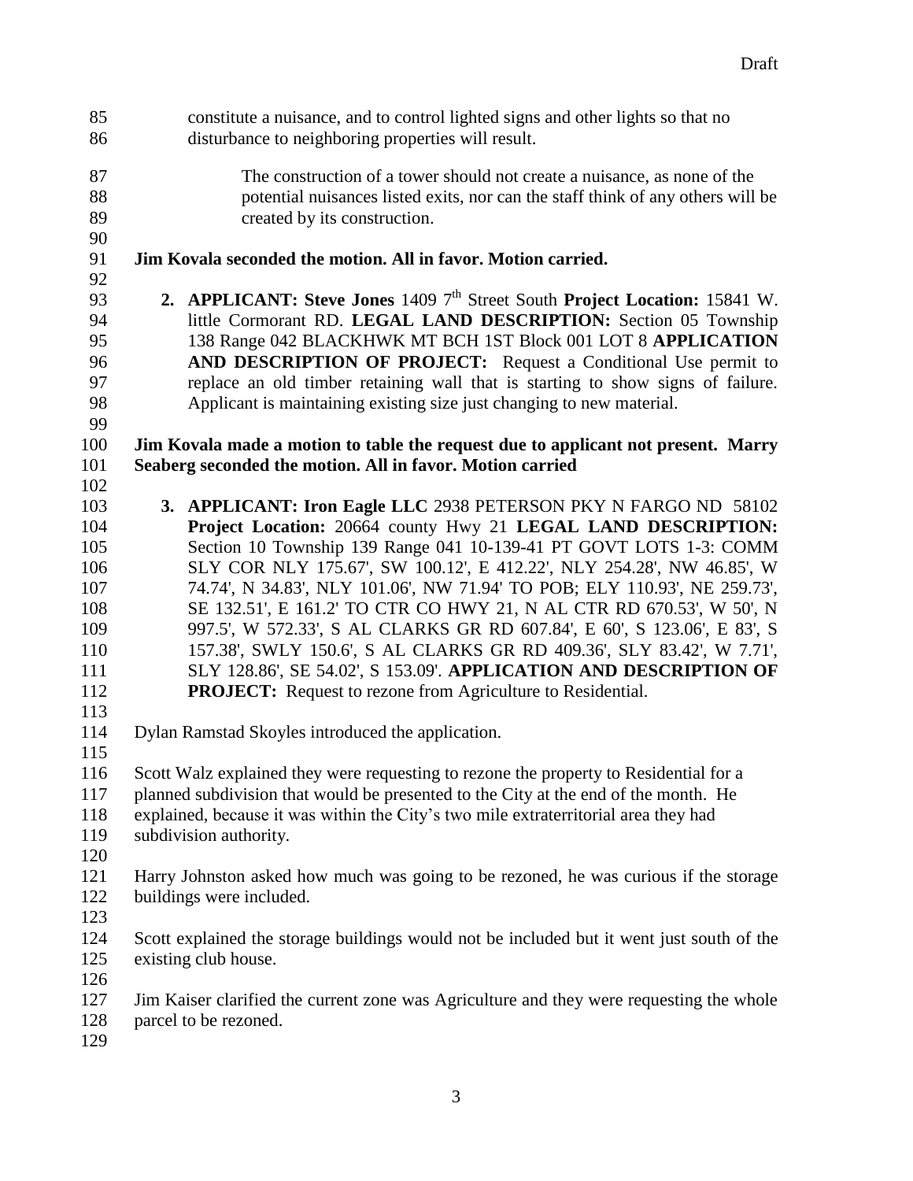constitute a nuisance, and to control lighted signs and other lights so that no disturbance to neighboring properties will result.

The construction of a tower should not create a nuisance, as none of the potential nuisances listed exits, nor can the staff think of any others will be created by its construction.

**Jim Kovala seconded the motion. All in favor. Motion carried.**

2. **APPLICANT: Steve Jones** 1409 7th Street South **Project Location:** 15841 W. little Cormorant RD. **LEGAL LAND DESCRIPTION:** Section 05 Township 138 Range 042 BLACKHWK MT BCH 1ST Block 001 LOT 8 **APPLICATION AND DESCRIPTION OF PROJECT:** Request a Conditional Use permit to replace an old timber retaining wall that is starting to show signs of failure. Applicant is maintaining existing size just changing to new material.

**Jim Kovala made a motion to table the request due to applicant not present. Marry Seaberg seconded the motion. All in favor. Motion carried**

3. **APPLICANT: Iron Eagle LLC** 2938 PETERSON PKY N FARGO ND 58102 **Project Location:** 20664 county Hwy 21 **LEGAL LAND DESCRIPTION:** Section 10 Township 139 Range 041 10-139-41 PT GOVT LOTS 1-3: COMM SLY COR NLY 175.67', SW 100.12', E 412.22', NLY 254.28', NW 46.85', W 74.74', N 34.83', NLY 101.06', NW 71.94' TO POB; ELY 110.93', NE 259.73', SE 132.51', E 161.2' TO CTR CO HWY 21, N AL CTR RD 670.53', W 50', N 997.5', W 572.33', S AL CLARKS GR RD 607.84', E 60', S 123.06', E 83', S 157.38', SWLY 150.6', S AL CLARKS GR RD 409.36', SLY 83.42', W 7.71', SLY 128.86', SE 54.02', S 153.09'. **APPLICATION AND DESCRIPTION OF PROJECT:** Request to rezone from Agriculture to Residential.

Dylan Ramstad Skoyles introduced the application.

Scott Walz explained they were requesting to rezone the property to Residential for a planned subdivision that would be presented to the City at the end of the month. He explained, because it was within the City's two mile extraterritorial area they had subdivision authority.

Harry Johnston asked how much was going to be rezoned, he was curious if the storage buildings were included.

Scott explained the storage buildings would not be included but it went just south of the existing club house.

Jim Kaiser clarified the current zone was Agriculture and they were requesting the whole parcel to be rezoned.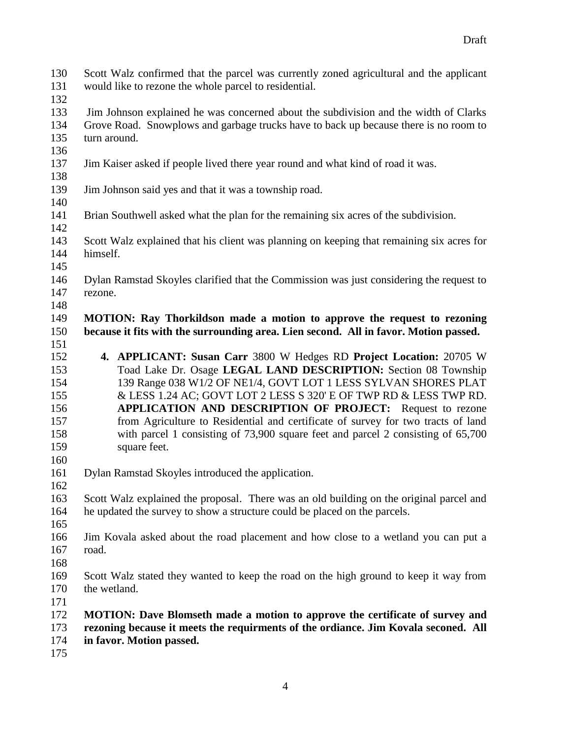Scott Walz confirmed that the parcel was currently zoned agricultural and the applicant would like to rezone the whole parcel to residential.

Jim Johnson explained he was concerned about the subdivision and the width of Clarks Grove Road. Snowplows and garbage trucks have to back up because there is no room to turn around.

Jim Kaiser asked if people lived there year round and what kind of road it was.

Jim Johnson said yes and that it was a township road.

Brian Southwell asked what the plan for the remaining six acres of the subdivision.

Scott Walz explained that his client was planning on keeping that remaining six acres for himself.

Dylan Ramstad Skoyles clarified that the Commission was just considering the request to rezone.

**MOTION: Ray Thorkildson made a motion to approve the request to rezoning because it fits with the surrounding area. Lien second. All in favor. Motion passed.**

4. **APPLICANT: Susan Carr** 3800 W Hedges RD **Project Location:** 20705 W Toad Lake Dr. Osage **LEGAL LAND DESCRIPTION:** Section 08 Township 139 Range 038 W1/2 OF NE1/4, GOVT LOT 1 LESS SYLVAN SHORES PLAT & LESS 1.24 AC; GOVT LOT 2 LESS S 320' E OF TWP RD & LESS TWP RD. **APPLICATION AND DESCRIPTION OF PROJECT:** Request to rezone from Agriculture to Residential and certificate of survey for two tracts of land with parcel 1 consisting of 73,900 square feet and parcel 2 consisting of 65,700 square feet.

Dylan Ramstad Skoyles introduced the application.

Scott Walz explained the proposal. There was an old building on the original parcel and he updated the survey to show a structure could be placed on the parcels.

Jim Kovala asked about the road placement and how close to a wetland you can put a road.

Scott Walz stated they wanted to keep the road on the high ground to keep it way from the wetland.

**MOTION: Dave Blomseth made a motion to approve the certificate of survey and rezoning because it meets the requirments of the ordiance. Jim Kovala seconed. All in favor. Motion passed.**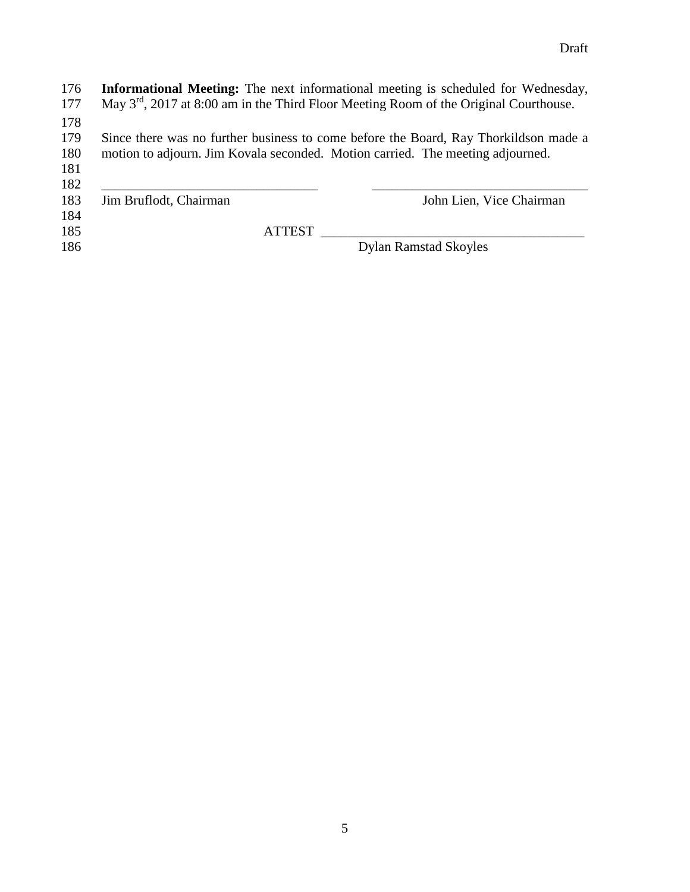**Informational Meeting:** The next informational meeting is scheduled for Wednesday, May 3rd, 2017 at 8:00 am in the Third Floor Meeting Room of the Original Courthouse.

Since there was no further business to come before the Board, Ray Thorkildson made a motion to adjourn. Jim Kovala seconded. Motion carried. The meeting adjourned.

\_\_\_\_\_\_\_\_\_\_\_\_\_\_\_\_\_\_\_\_\_\_\_\_\_\_\_\_\_\_\_\_ \_\_\_\_\_\_\_\_\_\_\_\_\_\_\_\_\_\_\_\_\_\_\_\_\_\_\_\_\_\_\_\_

Jim Bruflodt, Chairman John Lien, Vice Chairman

ATTEST \_\_\_\_\_\_\_\_\_\_\_\_\_\_\_\_\_\_\_\_\_\_\_\_\_\_\_\_\_\_\_\_\_\_\_\_\_\_\_

Dylan Ramstad Skoyles